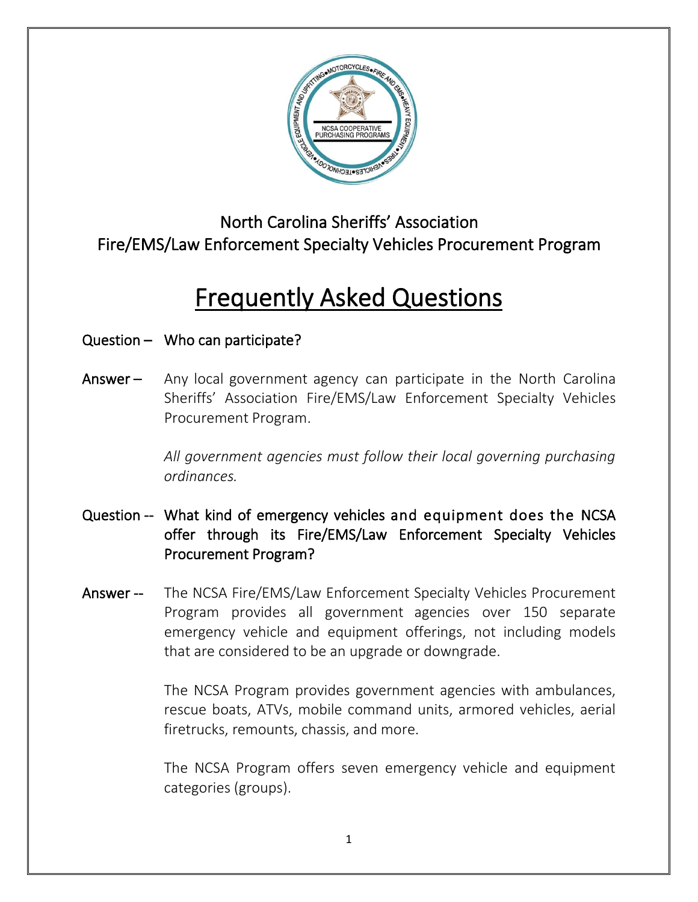North Carolina Sheriffs' Association
Fire/EMS/Law Enforcement Specialty Vehicles Procurement Program

# Frequently Asked Questions

**Question –** Who can participate?

**Answer –** Any local government agency can participate in the North Carolina Sheriffs' Association Fire/EMS/Law Enforcement Specialty Vehicles Procurement Program.

*All government agencies must follow their local governing purchasing ordinances.*

**Question --** What kind of emergency vehicles and equipment does the NCSA offer through its Fire/EMS/Law Enforcement Specialty Vehicles Procurement Program?

**Answer --** The NCSA Fire/EMS/Law Enforcement Specialty Vehicles Procurement Program provides all government agencies over 150 separate emergency vehicle and equipment offerings, not including models that are considered to be an upgrade or downgrade.

The NCSA Program provides government agencies with ambulances, rescue boats, ATVs, mobile command units, armored vehicles, aerial firetrucks, remounts, chassis, and more.

The NCSA Program offers seven emergency vehicle and equipment categories (groups).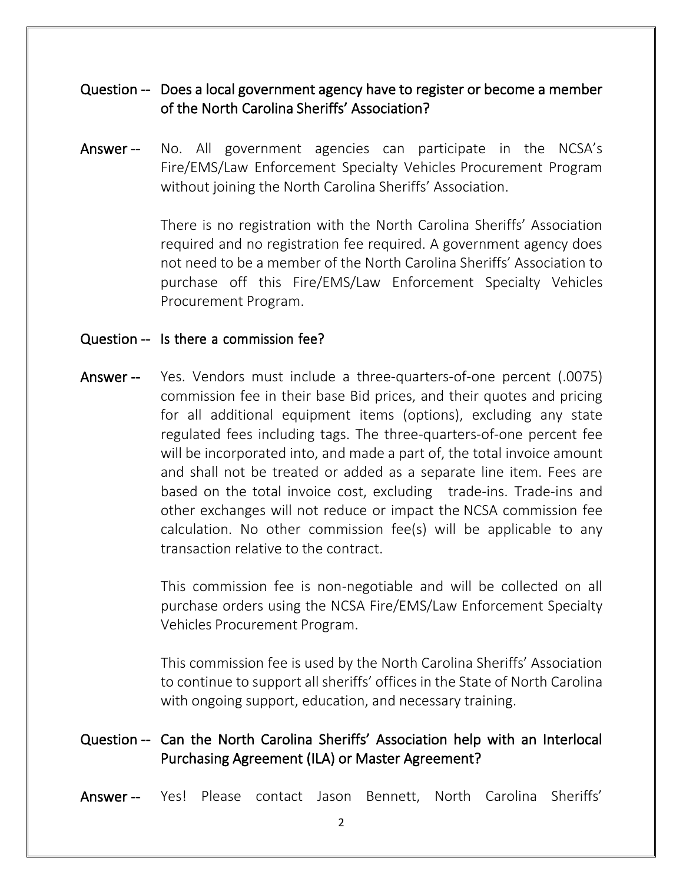**Question --** **Does a local government agency have to register or become a member of the North Carolina Sheriffs' Association?**

**Answer --** No. All government agencies can participate in the NCSA's Fire/EMS/Law Enforcement Specialty Vehicles Procurement Program without joining the North Carolina Sheriffs' Association.

There is no registration with the North Carolina Sheriffs' Association required and no registration fee required. A government agency does not need to be a member of the North Carolina Sheriffs' Association to purchase off this Fire/EMS/Law Enforcement Specialty Vehicles Procurement Program.

**Question --** **Is there a commission fee?**

**Answer --** Yes. Vendors must include a three-quarters-of-one percent (.0075) commission fee in their base Bid prices, and their quotes and pricing for all additional equipment items (options), excluding any state regulated fees including tags. The three-quarters-of-one percent fee will be incorporated into, and made a part of, the total invoice amount and shall not be treated or added as a separate line item. Fees are based on the total invoice cost, excluding trade-ins. Trade-ins and other exchanges will not reduce or impact the NCSA commission fee calculation. No other commission fee(s) will be applicable to any transaction relative to the contract.

This commission fee is non-negotiable and will be collected on all purchase orders using the NCSA Fire/EMS/Law Enforcement Specialty Vehicles Procurement Program.

This commission fee is used by the North Carolina Sheriffs' Association to continue to support all sheriffs' offices in the State of North Carolina with ongoing support, education, and necessary training.

**Question --** **Can the North Carolina Sheriffs' Association help with an Interlocal Purchasing Agreement (ILA) or Master Agreement?**

**Answer --** Yes! Please contact Jason Bennett, North Carolina Sheriffs'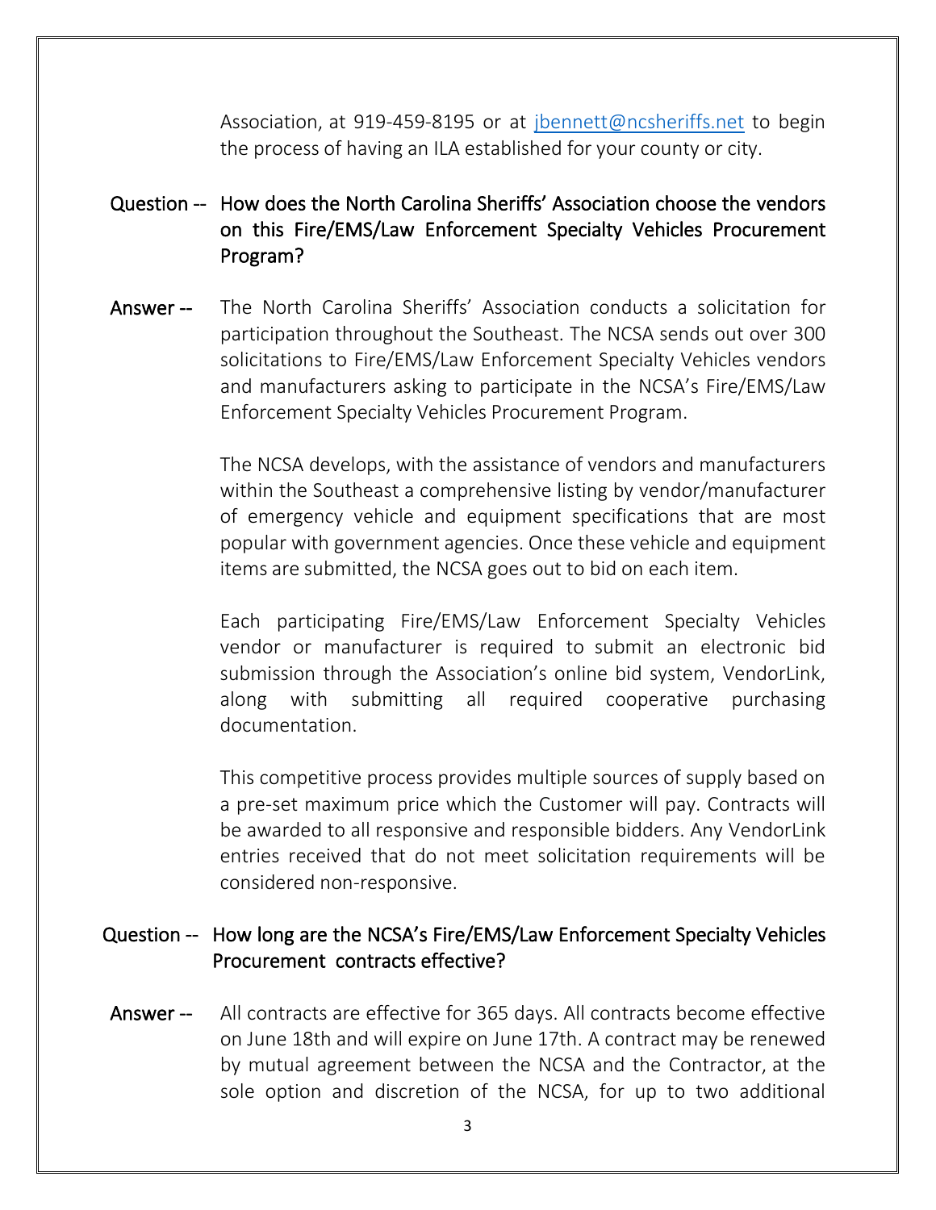Association, at 919-459-8195 or at jbennett@ncsheriffs.net to begin the process of having an ILA established for your county or city.

**Question --** How does the North Carolina Sheriffs' Association choose the vendors on this Fire/EMS/Law Enforcement Specialty Vehicles Procurement Program?

**Answer --** The North Carolina Sheriffs' Association conducts a solicitation for participation throughout the Southeast. The NCSA sends out over 300 solicitations to Fire/EMS/Law Enforcement Specialty Vehicles vendors and manufacturers asking to participate in the NCSA's Fire/EMS/Law Enforcement Specialty Vehicles Procurement Program.

The NCSA develops, with the assistance of vendors and manufacturers within the Southeast a comprehensive listing by vendor/manufacturer of emergency vehicle and equipment specifications that are most popular with government agencies. Once these vehicle and equipment items are submitted, the NCSA goes out to bid on each item.

Each participating Fire/EMS/Law Enforcement Specialty Vehicles vendor or manufacturer is required to submit an electronic bid submission through the Association's online bid system, VendorLink, along with submitting all required cooperative purchasing documentation.

This competitive process provides multiple sources of supply based on a pre-set maximum price which the Customer will pay. Contracts will be awarded to all responsive and responsible bidders. Any VendorLink entries received that do not meet solicitation requirements will be considered non-responsive.

**Question --** How long are the NCSA's Fire/EMS/Law Enforcement Specialty Vehicles Procurement contracts effective?

**Answer --** All contracts are effective for 365 days. All contracts become effective on June 18th and will expire on June 17th. A contract may be renewed by mutual agreement between the NCSA and the Contractor, at the sole option and discretion of the NCSA, for up to two additional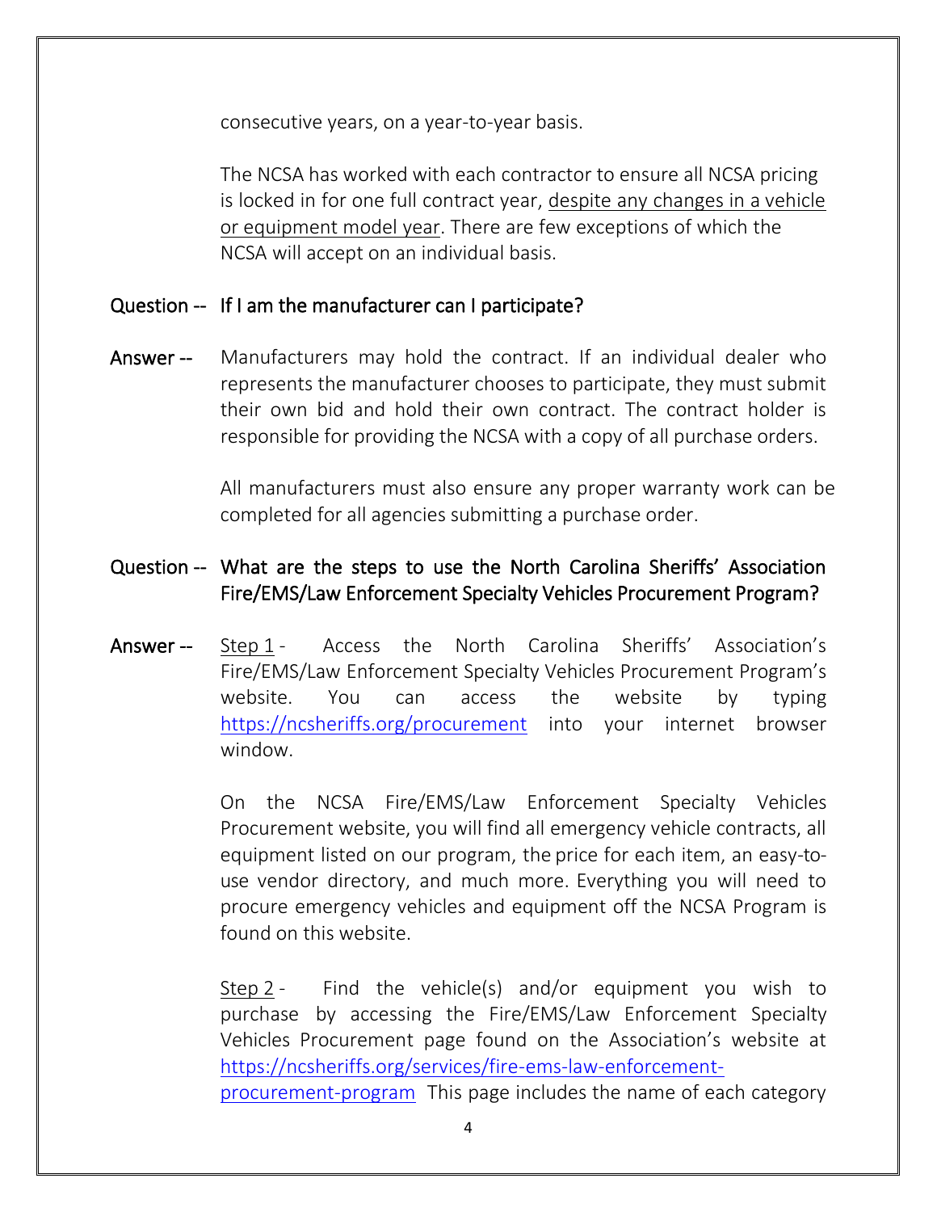consecutive years, on a year-to-year basis.

The NCSA has worked with each contractor to ensure all NCSA pricing is locked in for one full contract year, despite any changes in a vehicle or equipment model year. There are few exceptions of which the NCSA will accept on an individual basis.

**Question --** If I am the manufacturer can I participate?

**Answer --** Manufacturers may hold the contract. If an individual dealer who represents the manufacturer chooses to participate, they must submit their own bid and hold their own contract. The contract holder is responsible for providing the NCSA with a copy of all purchase orders.

All manufacturers must also ensure any proper warranty work can be completed for all agencies submitting a purchase order.

**Question --** What are the steps to use the North Carolina Sheriffs' Association Fire/EMS/Law Enforcement Specialty Vehicles Procurement Program?

**Answer --** Step 1 - Access the North Carolina Sheriffs' Association's Fire/EMS/Law Enforcement Specialty Vehicles Procurement Program's website. You can access the website by typing https://ncsheriffs.org/procurement into your internet browser window.

On the NCSA Fire/EMS/Law Enforcement Specialty Vehicles Procurement website, you will find all emergency vehicle contracts, all equipment listed on our program, the price for each item, an easy-to-use vendor directory, and much more. Everything you will need to procure emergency vehicles and equipment off the NCSA Program is found on this website.

Step 2 - Find the vehicle(s) and/or equipment you wish to purchase by accessing the Fire/EMS/Law Enforcement Specialty Vehicles Procurement page found on the Association's website at https://ncsheriffs.org/services/fire-ems-law-enforcement-procurement-program This page includes the name of each category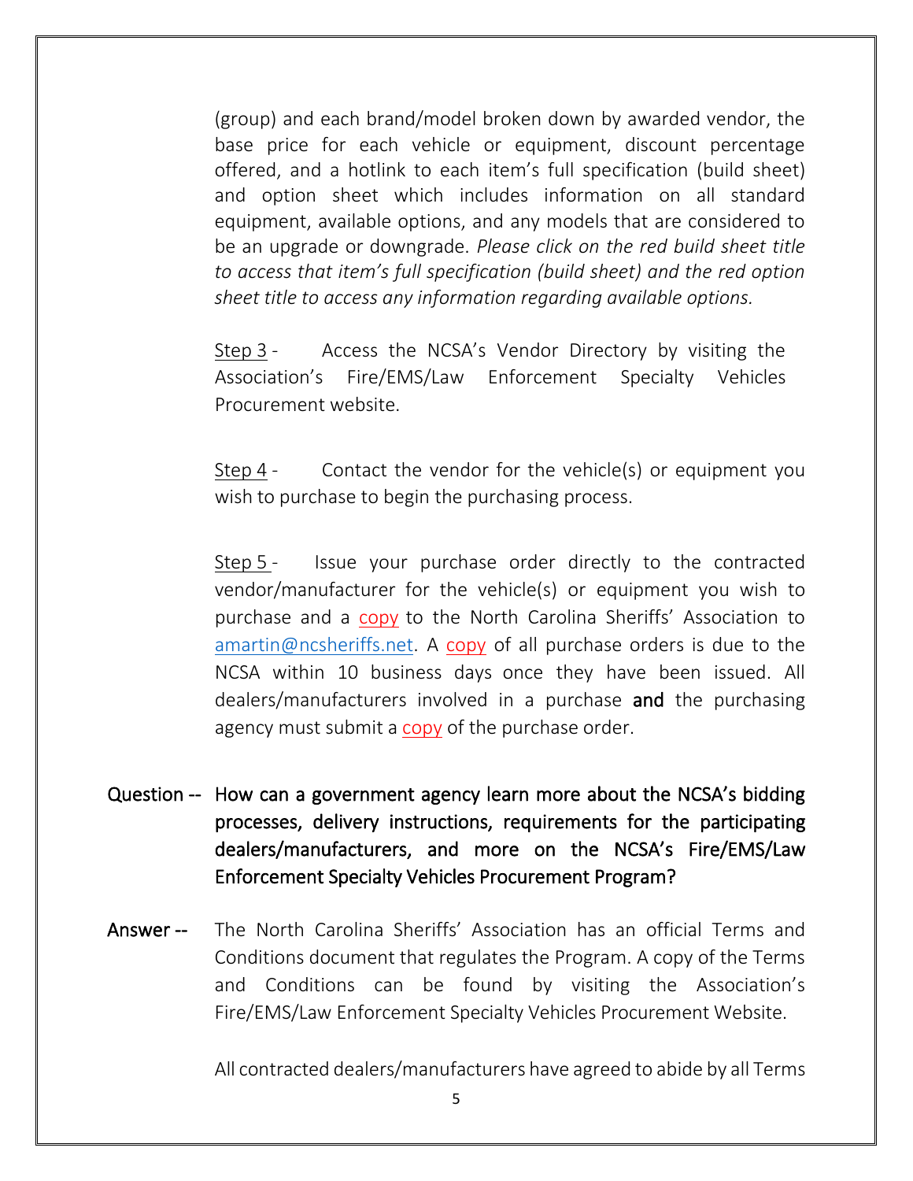(group) and each brand/model broken down by awarded vendor, the base price for each vehicle or equipment, discount percentage offered, and a hotlink to each item's full specification (build sheet) and option sheet which includes information on all standard equipment, available options, and any models that are considered to be an upgrade or downgrade. *Please click on the red build sheet title to access that item's full specification (build sheet) and the red option sheet title to access any information regarding available options.*

Step 3 - Access the NCSA's Vendor Directory by visiting the Association's Fire/EMS/Law Enforcement Specialty Vehicles Procurement website.

Step 4 - Contact the vendor for the vehicle(s) or equipment you wish to purchase to begin the purchasing process.

Step 5 - Issue your purchase order directly to the contracted vendor/manufacturer for the vehicle(s) or equipment you wish to purchase and a copy to the North Carolina Sheriffs' Association to amartin@ncsheriffs.net. A copy of all purchase orders is due to the NCSA within 10 business days once they have been issued. All dealers/manufacturers involved in a purchase **and** the purchasing agency must submit a copy of the purchase order.

**Question --** How can a government agency learn more about the NCSA's bidding processes, delivery instructions, requirements for the participating dealers/manufacturers, and more on the NCSA's Fire/EMS/Law Enforcement Specialty Vehicles Procurement Program?

**Answer --** The North Carolina Sheriffs' Association has an official Terms and Conditions document that regulates the Program. A copy of the Terms and Conditions can be found by visiting the Association's Fire/EMS/Law Enforcement Specialty Vehicles Procurement Website.

All contracted dealers/manufacturers have agreed to abide by all Terms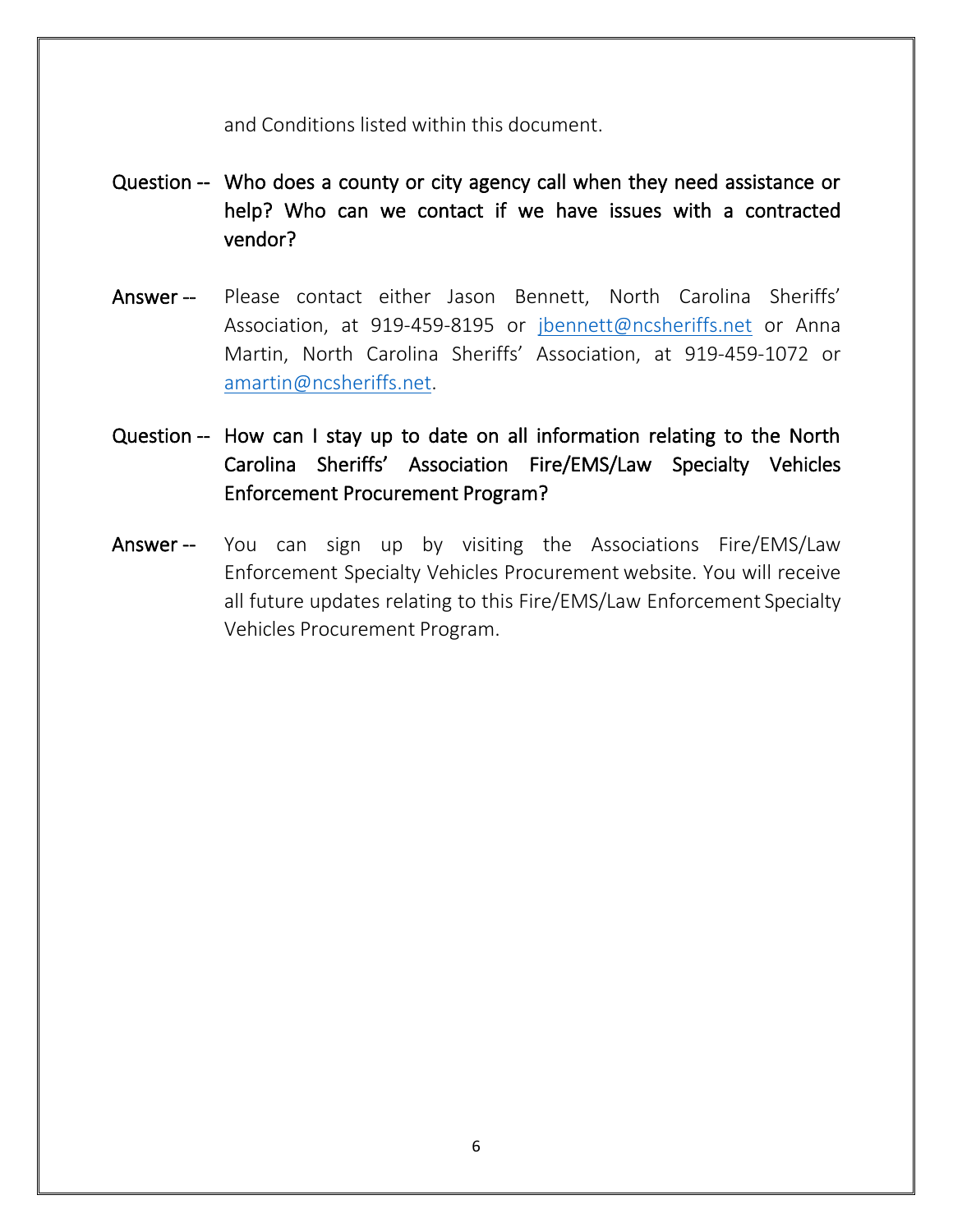and Conditions listed within this document.

**Question --** Who does a county or city agency call when they need assistance or help? Who can we contact if we have issues with a contracted vendor?

**Answer --** Please contact either Jason Bennett, North Carolina Sheriffs' Association, at 919-459-8195 or jbennett@ncsheriffs.net or Anna Martin, North Carolina Sheriffs' Association, at 919-459-1072 or amartin@ncsheriffs.net.

**Question --** How can I stay up to date on all information relating to the North Carolina Sheriffs' Association Fire/EMS/Law Specialty Vehicles Enforcement Procurement Program?

**Answer --** You can sign up by visiting the Associations Fire/EMS/Law Enforcement Specialty Vehicles Procurement website. You will receive all future updates relating to this Fire/EMS/Law Enforcement Specialty Vehicles Procurement Program.